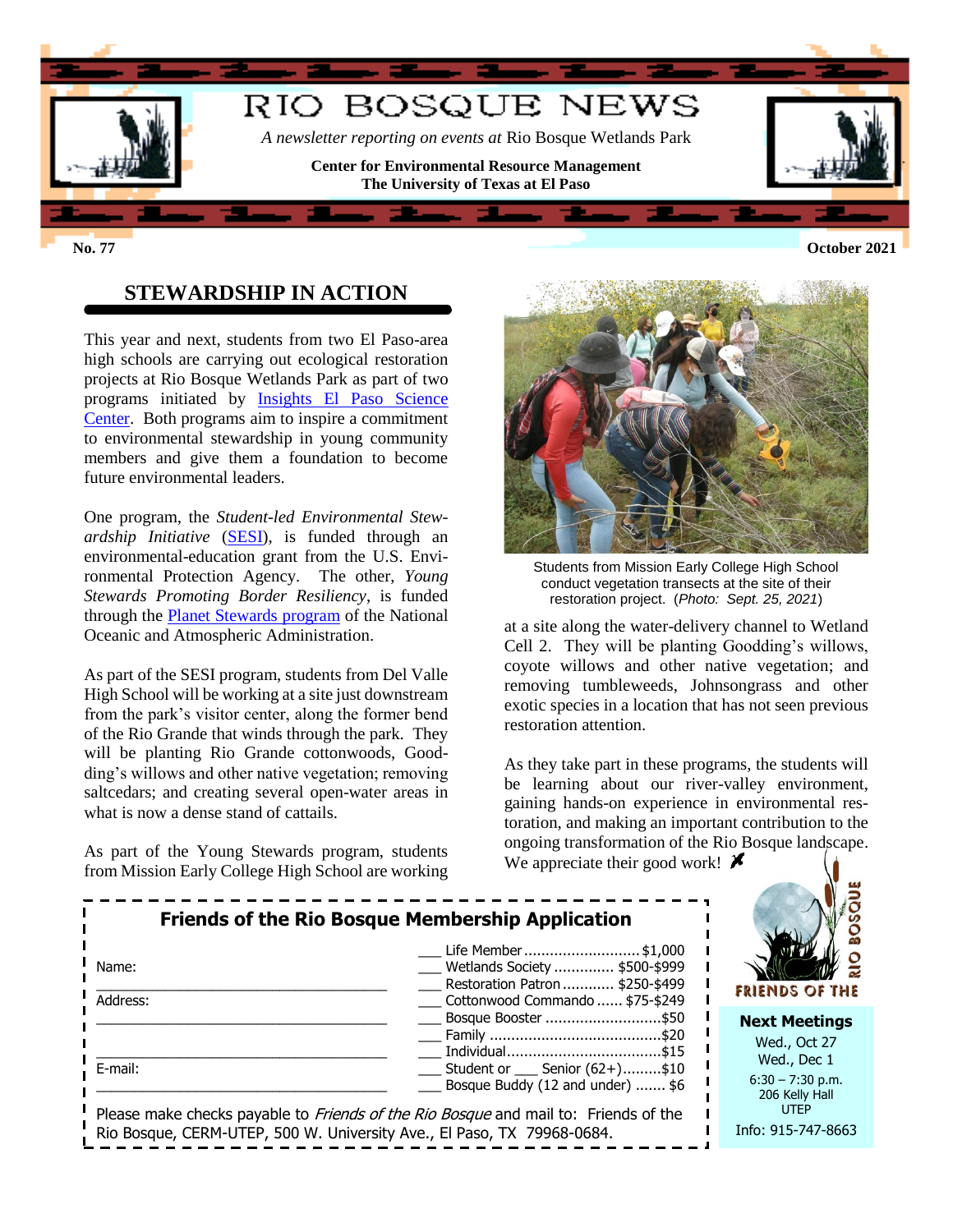# RIO BOSQUE NEWS

*A newsletter reporting on events at* Rio Bosque Wetlands Park

**Center for Environmental Resource Management**
**The University of Texas at El Paso**

**No. 77** **October 2021**

## STEWARDSHIP IN ACTION

This year and next, students from two El Paso-area high schools are carrying out ecological restoration projects at Rio Bosque Wetlands Park as part of two programs initiated by Insights El Paso Science Center. Both programs aim to inspire a commitment to environmental stewardship in young community members and give them a foundation to become future environmental leaders.

One program, the *Student-led Environmental Stewardship Initiative* (SESI), is funded through an environmental-education grant from the U.S. Environmental Protection Agency. The other, *Young Stewards Promoting Border Resiliency*, is funded through the Planet Stewards program of the National Oceanic and Atmospheric Administration.

As part of the SESI program, students from Del Valle High School will be working at a site just downstream from the park's visitor center, along the former bend of the Rio Grande that winds through the park. They will be planting Rio Grande cottonwoods, Goodding's willows and other native vegetation; removing saltcedars; and creating several open-water areas in what is now a dense stand of cattails.

As part of the Young Stewards program, students from Mission Early College High School are working at a site along the water-delivery channel to Wetland Cell 2. They will be planting Goodding's willows, coyote willows and other native vegetation; and removing tumbleweeds, Johnsongrass and other exotic species in a location that has not seen previous restoration attention.

Students from Mission Early College High School conduct vegetation transects at the site of their restoration project. (*Photo: Sept. 25, 2021*)

As they take part in these programs, the students will be learning about our river-valley environment, gaining hands-on experience in environmental restoration, and making an important contribution to the ongoing transformation of the Rio Bosque landscape. We appreciate their good work!

### Friends of the Rio Bosque Membership Application

Name: ______________________________

Address: ______________________________

______________________________

E-mail: ______________________________

- ___ Life Member ........................ $1,000
- ___ Wetlands Society ............. $500-$999
- ___ Restoration Patron ............ $250-$499
- ___ Cottonwood Commando ...... $75-$249
- ___ Bosque Booster ........................ $50
- ___ Family ........................................ $20
- ___ Individual .................................... $15
- ___ Student or ___ Senior (62+) ......... $10
- ___ Bosque Buddy (12 and under) ....... $6

Please make checks payable to *Friends of the Rio Bosque* and mail to: Friends of the Rio Bosque, CERM-UTEP, 500 W. University Ave., El Paso, TX 79968-0684.

FRIENDS OF THE RIO BOSQUE

**Next Meetings**

Wed., Oct 27
Wed., Dec 1
6:30 – 7:30 p.m.
206 Kelly Hall
UTEP

Info: 915-747-8663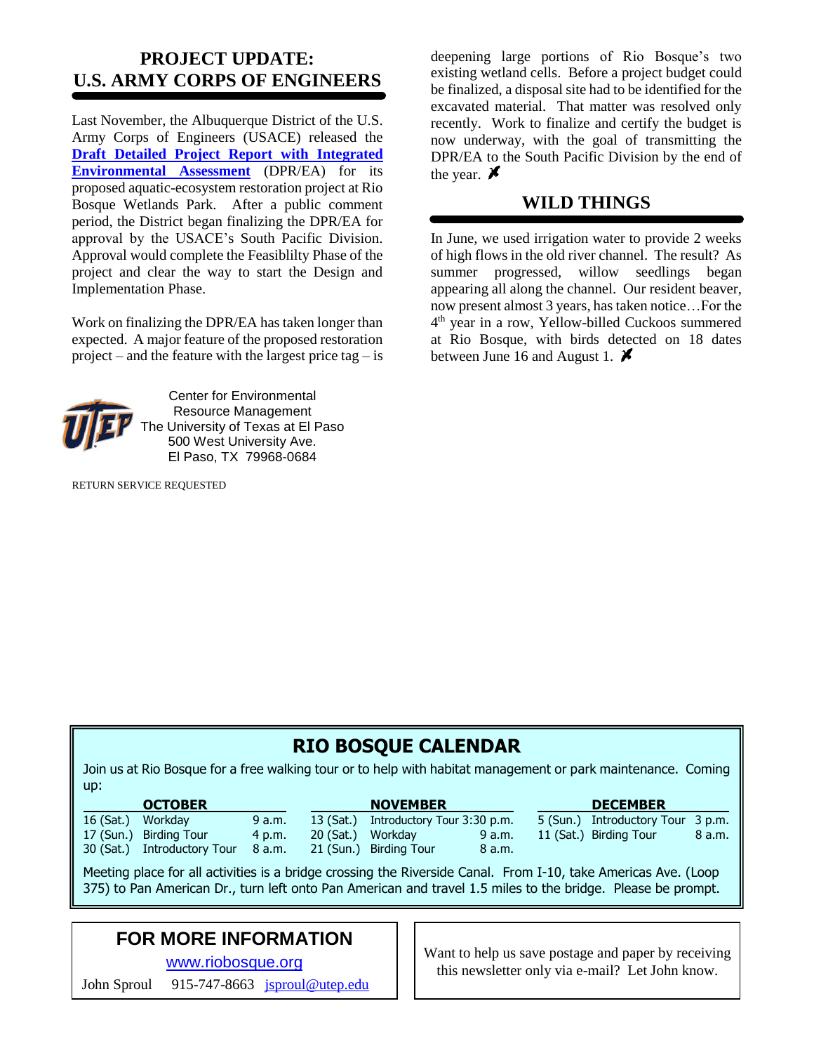## PROJECT UPDATE: U.S. ARMY CORPS OF ENGINEERS

Last November, the Albuquerque District of the U.S. Army Corps of Engineers (USACE) released the **Draft Detailed Project Report with Integrated Environmental Assessment** (DPR/EA) for its proposed aquatic-ecosystem restoration project at Rio Bosque Wetlands Park. After a public comment period, the District began finalizing the DPR/EA for approval by the USACE's South Pacific Division. Approval would complete the Feasiblilty Phase of the project and clear the way to start the Design and Implementation Phase.

Work on finalizing the DPR/EA has taken longer than expected. A major feature of the proposed restoration project – and the feature with the largest price tag – is deepening large portions of Rio Bosque's two existing wetland cells. Before a project budget could be finalized, a disposal site had to be identified for the excavated material. That matter was resolved only recently. Work to finalize and certify the budget is now underway, with the goal of transmitting the DPR/EA to the South Pacific Division by the end of the year. ✗

## WILD THINGS

In June, we used irrigation water to provide 2 weeks of high flows in the old river channel. The result? As summer progressed, willow seedlings began appearing all along the channel. Our resident beaver, now present almost 3 years, has taken notice…For the 4th year in a row, Yellow-billed Cuckoos summered at Rio Bosque, with birds detected on 18 dates between June 16 and August 1. ✗

Center for Environmental Resource Management
The University of Texas at El Paso
500 West University Ave.
El Paso, TX 79968-0684

RETURN SERVICE REQUESTED

## RIO BOSQUE CALENDAR

Join us at Rio Bosque for a free walking tour or to help with habitat management or park maintenance. Coming up:

**OCTOBER**

| | | |
|---|---|---|
| 16 (Sat.) | Workday | 9 a.m. |
| 17 (Sun.) | Birding Tour | 4 p.m. |
| 30 (Sat.) | Introductory Tour | 8 a.m. |

**NOVEMBER**

| | | |
|---|---|---|
| 13 (Sat.) | Introductory Tour | 3:30 p.m. |
| 20 (Sat.) | Workday | 9 a.m. |
| 21 (Sun.) | Birding Tour | 8 a.m. |

**DECEMBER**

| | | |
|---|---|---|
| 5 (Sun.) | Introductory Tour | 3 p.m. |
| 11 (Sat.) | Birding Tour | 8 a.m. |

Meeting place for all activities is a bridge crossing the Riverside Canal. From I-10, take Americas Ave. (Loop 375) to Pan American Dr., turn left onto Pan American and travel 1.5 miles to the bridge. Please be prompt.

## FOR MORE INFORMATION

www.riobosque.org

John Sproul 915-747-8663 jsproul@utep.edu

Want to help us save postage and paper by receiving this newsletter only via e-mail? Let John know.